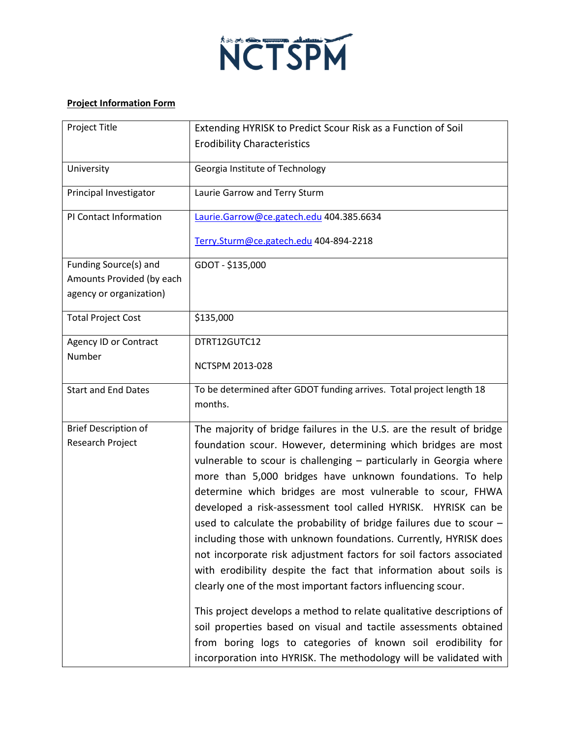NCTSPM

**Project Information Form**

| Project Title | Extending HYRISK to Predict Scour Risk as a Function of Soil Erodibility Characteristics |
|---|---|
| University | Georgia Institute of Technology |
| Principal Investigator | Laurie Garrow and Terry Sturm |
| PI Contact Information | Laurie.Garrow@ce.gatech.edu 404.385.6634<br><br>Terry.Sturm@ce.gatech.edu 404-894-2218 |
| Funding Source(s) and Amounts Provided (by each agency or organization) | GDOT - $135,000 |
| Total Project Cost | $135,000 |
| Agency ID or Contract Number | DTRT12GUTC12<br><br>NCTSPM 2013-028 |
| Start and End Dates | To be determined after GDOT funding arrives. Total project length 18 months. |
| Brief Description of Research Project | The majority of bridge failures in the U.S. are the result of bridge foundation scour. However, determining which bridges are most vulnerable to scour is challenging – particularly in Georgia where more than 5,000 bridges have unknown foundations. To help determine which bridges are most vulnerable to scour, FHWA developed a risk-assessment tool called HYRISK. HYRISK can be used to calculate the probability of bridge failures due to scour – including those with unknown foundations. Currently, HYRISK does not incorporate risk adjustment factors for soil factors associated with erodibility despite the fact that information about soils is clearly one of the most important factors influencing scour.<br><br>This project develops a method to relate qualitative descriptions of soil properties based on visual and tactile assessments obtained from boring logs to categories of known soil erodibility for incorporation into HYRISK. The methodology will be validated with |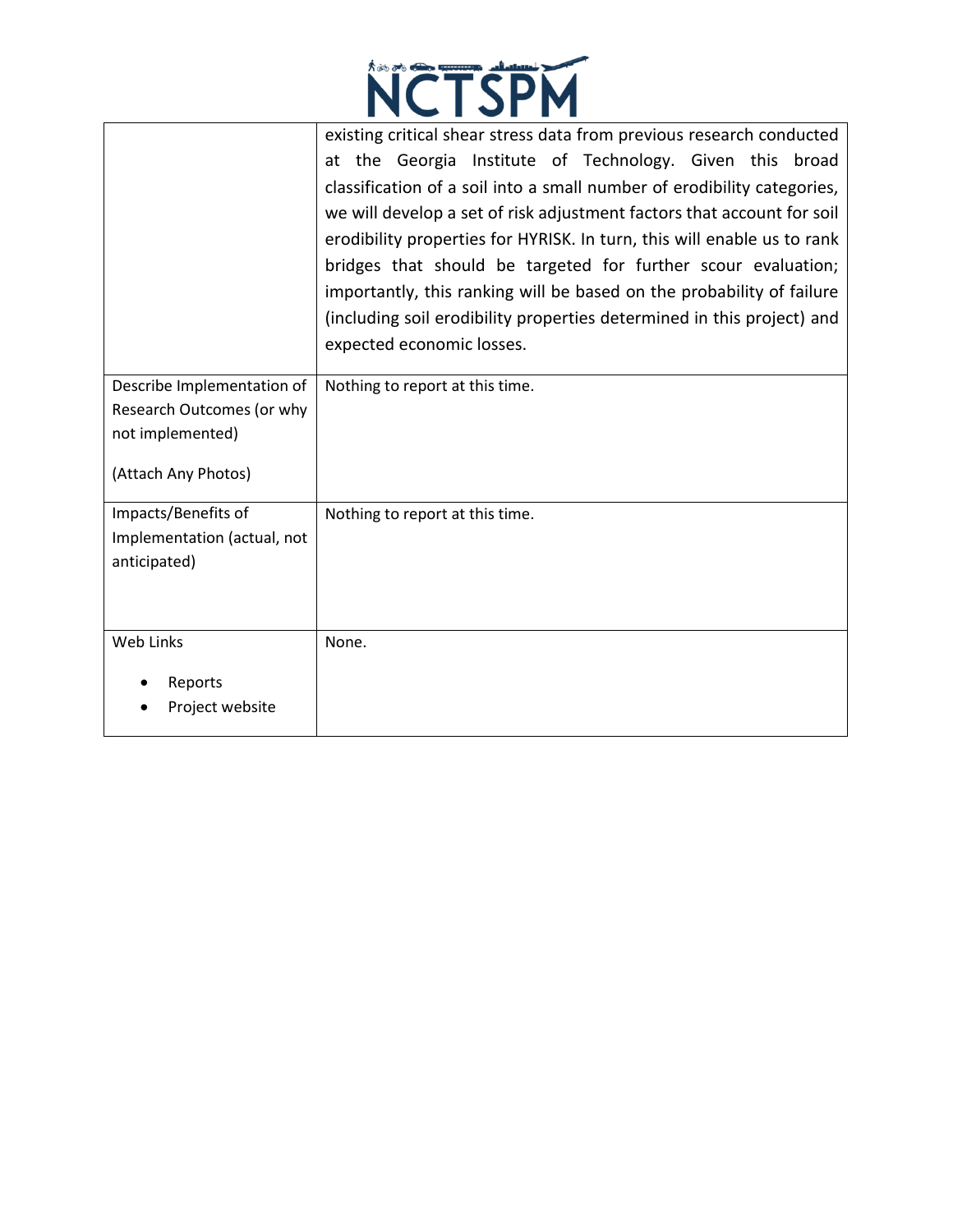| | |
|---|---|
| | existing critical shear stress data from previous research conducted at the Georgia Institute of Technology. Given this broad classification of a soil into a small number of erodibility categories, we will develop a set of risk adjustment factors that account for soil erodibility properties for HYRISK. In turn, this will enable us to rank bridges that should be targeted for further scour evaluation; importantly, this ranking will be based on the probability of failure (including soil erodibility properties determined in this project) and expected economic losses. |
| Describe Implementation of Research Outcomes (or why not implemented)<br><br>(Attach Any Photos) | Nothing to report at this time. |
| Impacts/Benefits of Implementation (actual, not anticipated) | Nothing to report at this time. |
| Web Links<br>• Reports<br>• Project website | None. |